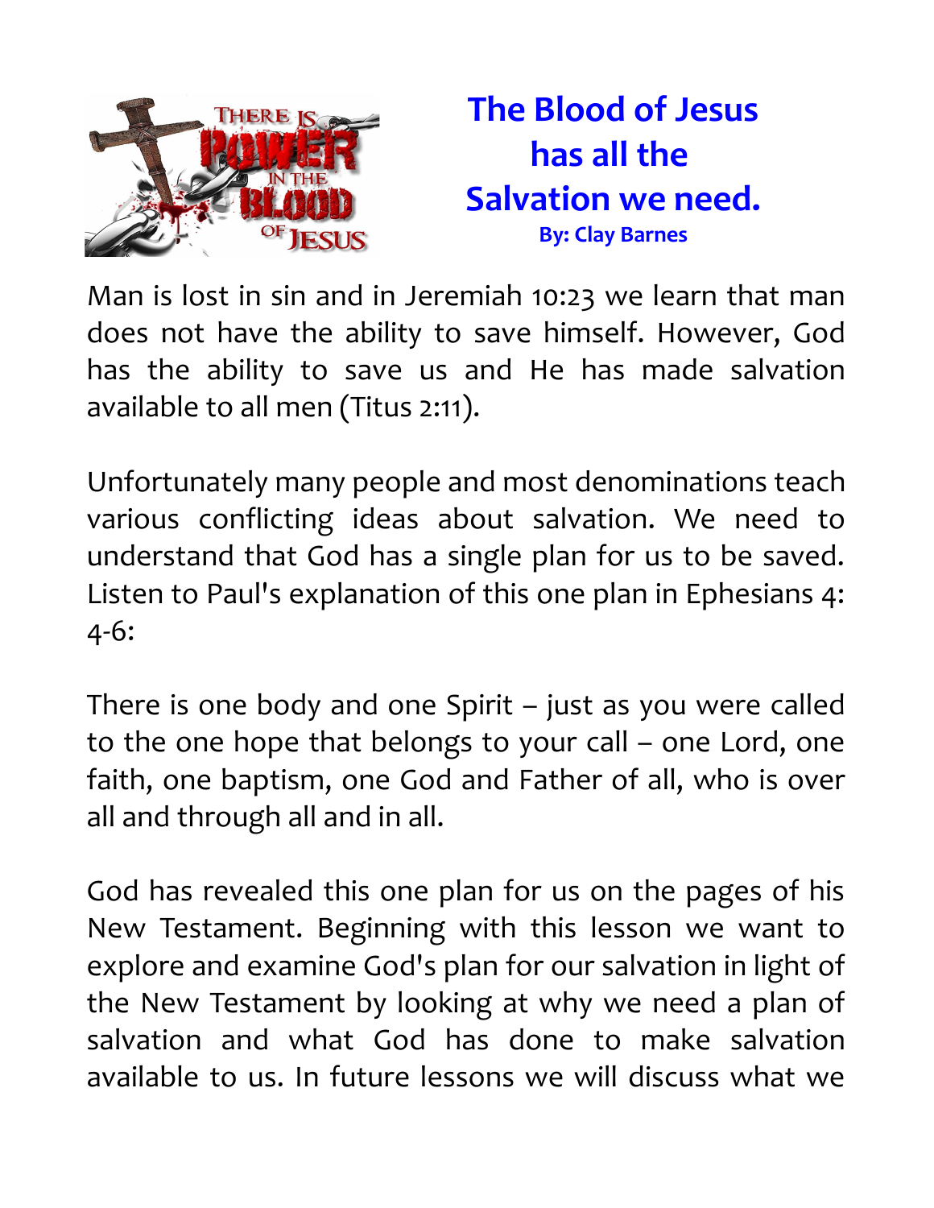# The Blood of Jesus has all the Salvation we need.

**By: Clay Barnes**

Man is lost in sin and in Jeremiah 10:23 we learn that man does not have the ability to save himself. However, God has the ability to save us and He has made salvation available to all men (Titus 2:11).

Unfortunately many people and most denominations teach various conflicting ideas about salvation. We need to understand that God has a single plan for us to be saved. Listen to Paul's explanation of this one plan in Ephesians 4: 4-6:

There is one body and one Spirit – just as you were called to the one hope that belongs to your call – one Lord, one faith, one baptism, one God and Father of all, who is over all and through all and in all.

God has revealed this one plan for us on the pages of his New Testament. Beginning with this lesson we want to explore and examine God's plan for our salvation in light of the New Testament by looking at why we need a plan of salvation and what God has done to make salvation available to us. In future lessons we will discuss what we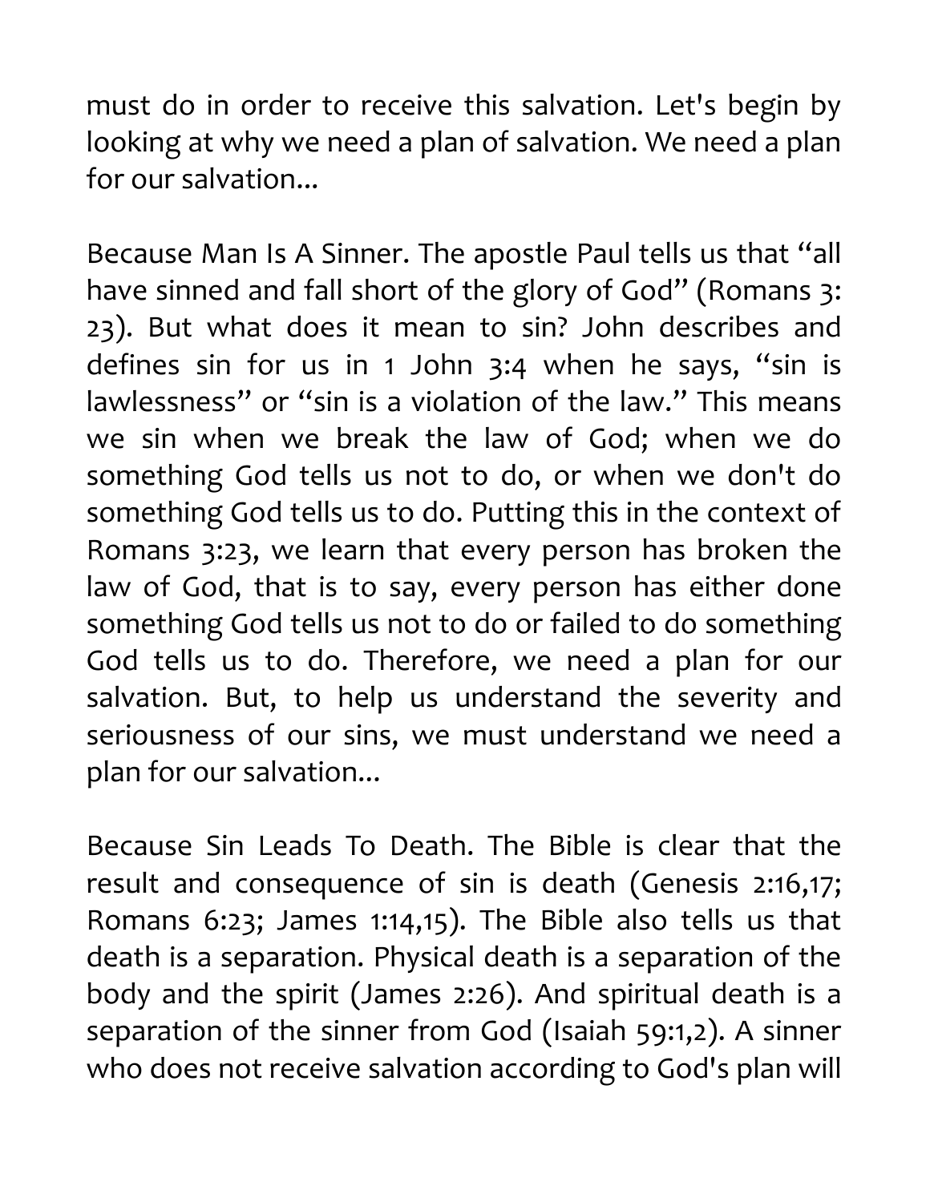must do in order to receive this salvation. Let's begin by looking at why we need a plan of salvation. We need a plan for our salvation...

Because Man Is A Sinner. The apostle Paul tells us that "all have sinned and fall short of the glory of God" (Romans 3: 23). But what does it mean to sin? John describes and defines sin for us in 1 John 3:4 when he says, "sin is lawlessness" or "sin is a violation of the law." This means we sin when we break the law of God; when we do something God tells us not to do, or when we don't do something God tells us to do. Putting this in the context of Romans 3:23, we learn that every person has broken the law of God, that is to say, every person has either done something God tells us not to do or failed to do something God tells us to do. Therefore, we need a plan for our salvation. But, to help us understand the severity and seriousness of our sins, we must understand we need a plan for our salvation...

Because Sin Leads To Death. The Bible is clear that the result and consequence of sin is death (Genesis 2:16,17; Romans 6:23; James 1:14,15). The Bible also tells us that death is a separation. Physical death is a separation of the body and the spirit (James 2:26). And spiritual death is a separation of the sinner from God (Isaiah 59:1,2). A sinner who does not receive salvation according to God's plan will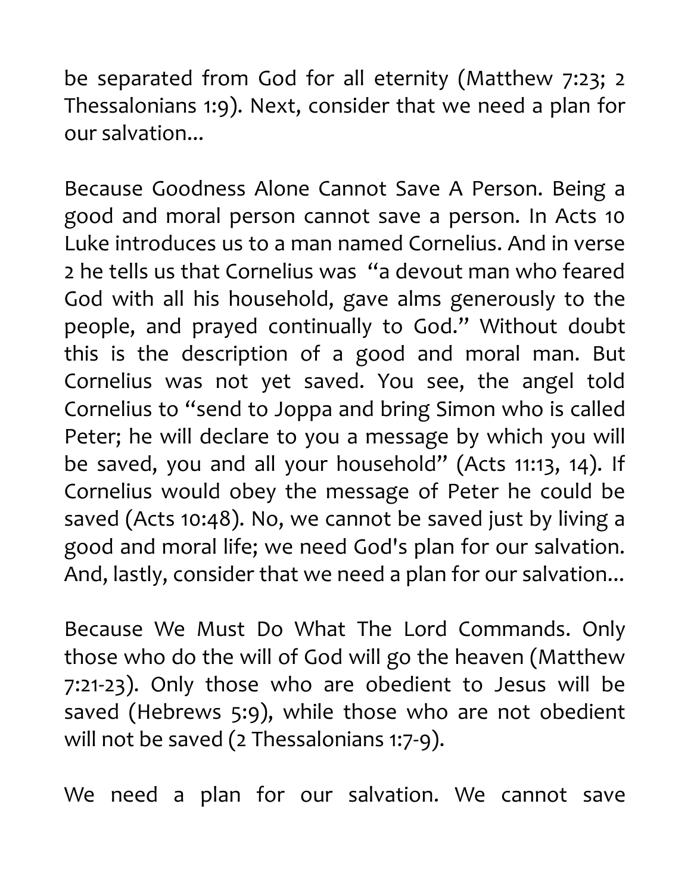be separated from God for all eternity (Matthew 7:23; 2 Thessalonians 1:9). Next, consider that we need a plan for our salvation...

Because Goodness Alone Cannot Save A Person. Being a good and moral person cannot save a person. In Acts 10 Luke introduces us to a man named Cornelius. And in verse 2 he tells us that Cornelius was "a devout man who feared God with all his household, gave alms generously to the people, and prayed continually to God." Without doubt this is the description of a good and moral man. But Cornelius was not yet saved. You see, the angel told Cornelius to "send to Joppa and bring Simon who is called Peter; he will declare to you a message by which you will be saved, you and all your household" (Acts 11:13, 14). If Cornelius would obey the message of Peter he could be saved (Acts 10:48). No, we cannot be saved just by living a good and moral life; we need God's plan for our salvation. And, lastly, consider that we need a plan for our salvation...

Because We Must Do What The Lord Commands. Only those who do the will of God will go the heaven (Matthew 7:21-23). Only those who are obedient to Jesus will be saved (Hebrews 5:9), while those who are not obedient will not be saved (2 Thessalonians 1:7-9).

We need a plan for our salvation. We cannot save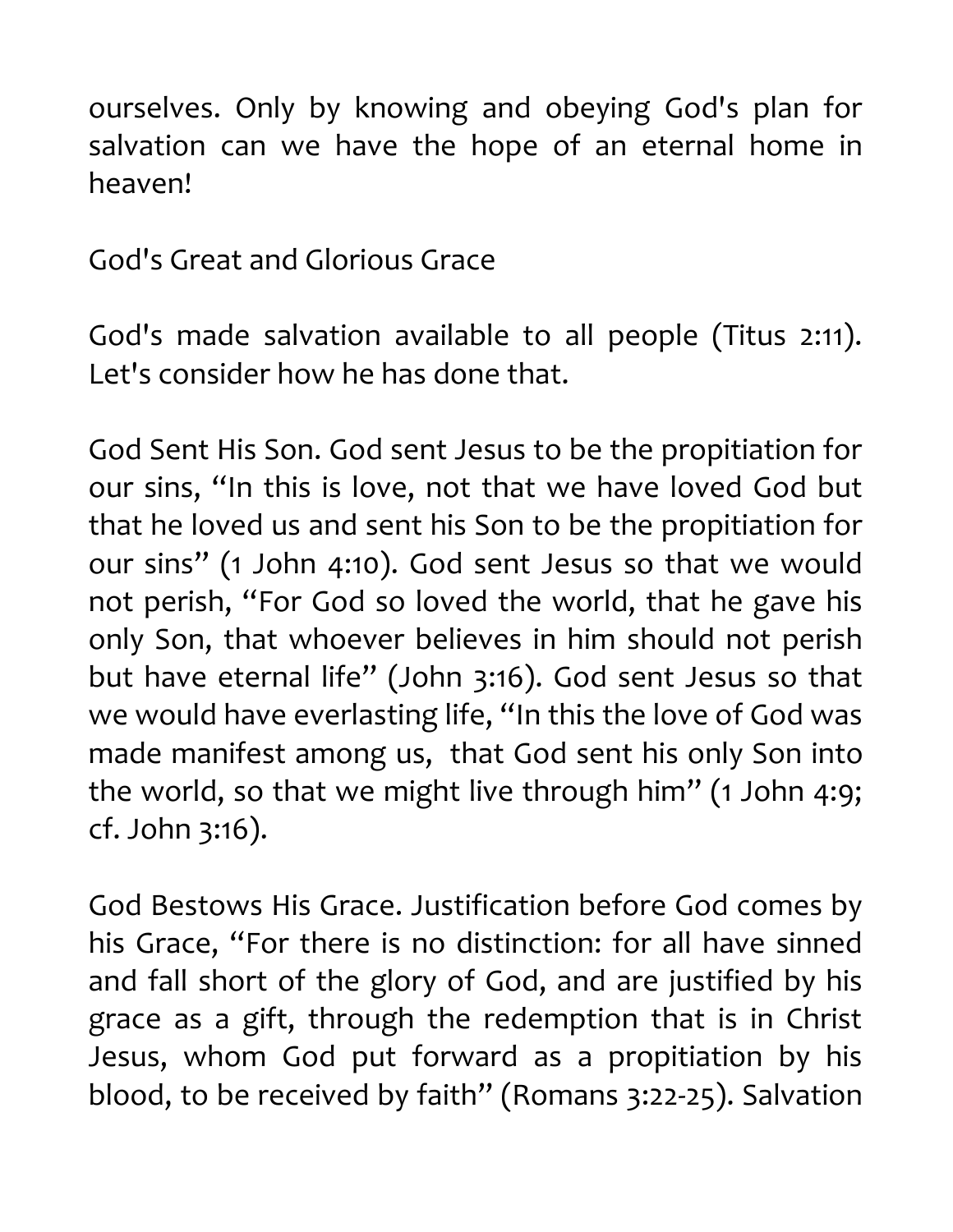ourselves. Only by knowing and obeying God's plan for salvation can we have the hope of an eternal home in heaven!

## God's Great and Glorious Grace

God's made salvation available to all people (Titus 2:11). Let's consider how he has done that.

God Sent His Son. God sent Jesus to be the propitiation for our sins, "In this is love, not that we have loved God but that he loved us and sent his Son to be the propitiation for our sins" (1 John 4:10). God sent Jesus so that we would not perish, "For God so loved the world, that he gave his only Son, that whoever believes in him should not perish but have eternal life" (John 3:16). God sent Jesus so that we would have everlasting life, "In this the love of God was made manifest among us, that God sent his only Son into the world, so that we might live through him" (1 John 4:9; cf. John 3:16).

God Bestows His Grace. Justification before God comes by his Grace, "For there is no distinction: for all have sinned and fall short of the glory of God, and are justified by his grace as a gift, through the redemption that is in Christ Jesus, whom God put forward as a propitiation by his blood, to be received by faith" (Romans 3:22-25). Salvation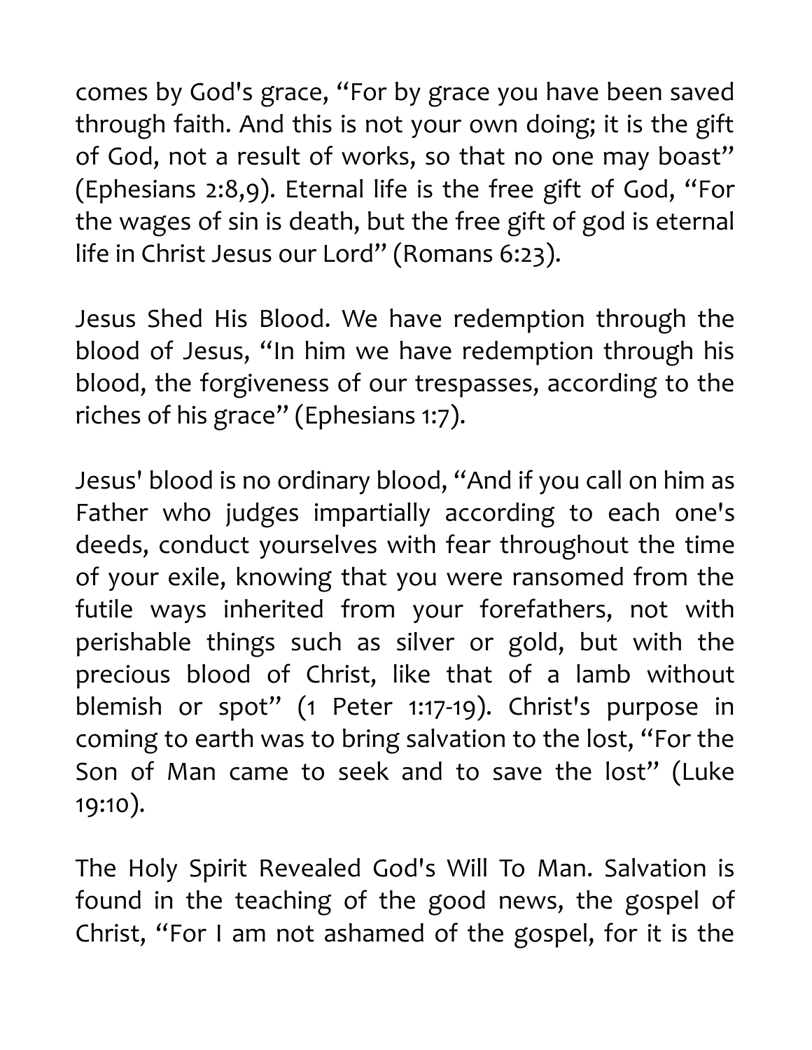comes by God's grace, "For by grace you have been saved through faith. And this is not your own doing; it is the gift of God, not a result of works, so that no one may boast" (Ephesians 2:8,9). Eternal life is the free gift of God, "For the wages of sin is death, but the free gift of god is eternal life in Christ Jesus our Lord" (Romans 6:23).

Jesus Shed His Blood. We have redemption through the blood of Jesus, "In him we have redemption through his blood, the forgiveness of our trespasses, according to the riches of his grace" (Ephesians 1:7).

Jesus' blood is no ordinary blood, "And if you call on him as Father who judges impartially according to each one's deeds, conduct yourselves with fear throughout the time of your exile, knowing that you were ransomed from the futile ways inherited from your forefathers, not with perishable things such as silver or gold, but with the precious blood of Christ, like that of a lamb without blemish or spot" (1 Peter 1:17-19). Christ's purpose in coming to earth was to bring salvation to the lost, "For the Son of Man came to seek and to save the lost" (Luke 19:10).

The Holy Spirit Revealed God's Will To Man. Salvation is found in the teaching of the good news, the gospel of Christ, "For I am not ashamed of the gospel, for it is the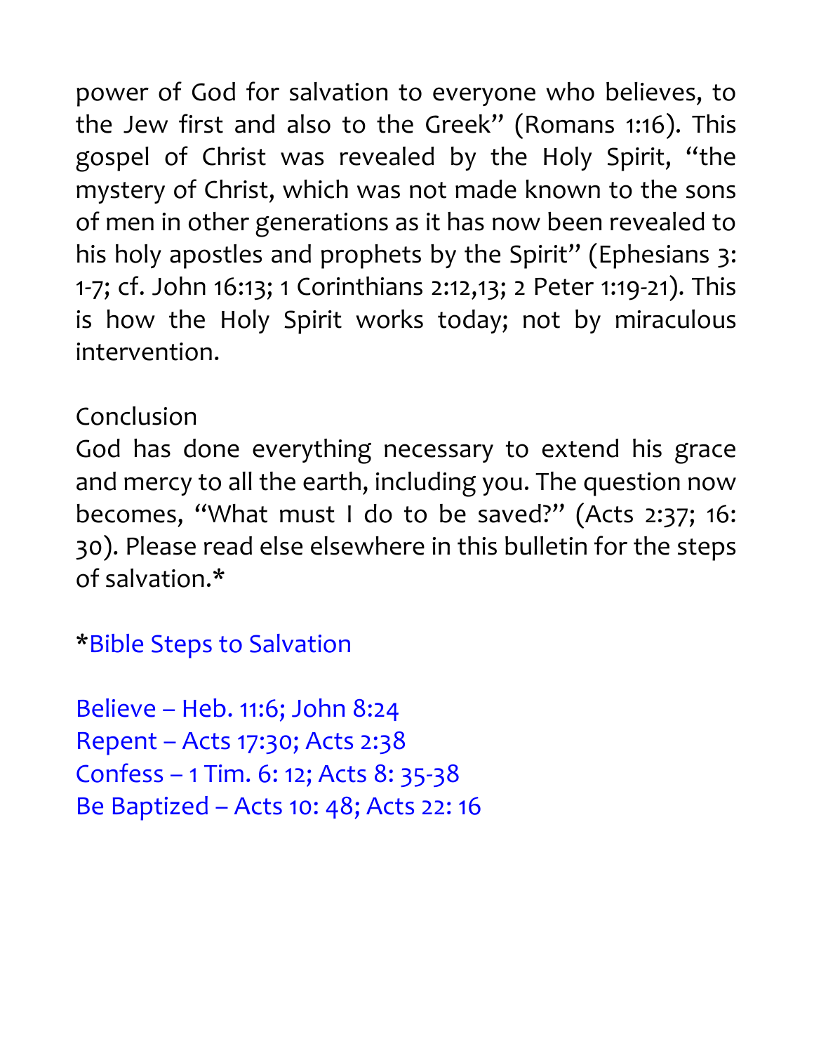power of God for salvation to everyone who believes, to the Jew first and also to the Greek" (Romans 1:16). This gospel of Christ was revealed by the Holy Spirit, "the mystery of Christ, which was not made known to the sons of men in other generations as it has now been revealed to his holy apostles and prophets by the Spirit" (Ephesians 3: 1-7; cf. John 16:13; 1 Corinthians 2:12,13; 2 Peter 1:19-21). This is how the Holy Spirit works today; not by miraculous intervention.

## Conclusion

God has done everything necessary to extend his grace and mercy to all the earth, including you. The question now becomes, "What must I do to be saved?" (Acts 2:37; 16: 30). Please read else elsewhere in this bulletin for the steps of salvation.*

*Bible Steps to Salvation

Believe – Heb. 11:6; John 8:24
Repent – Acts 17:30; Acts 2:38
Confess – 1 Tim. 6: 12; Acts 8: 35-38
Be Baptized – Acts 10: 48; Acts 22: 16